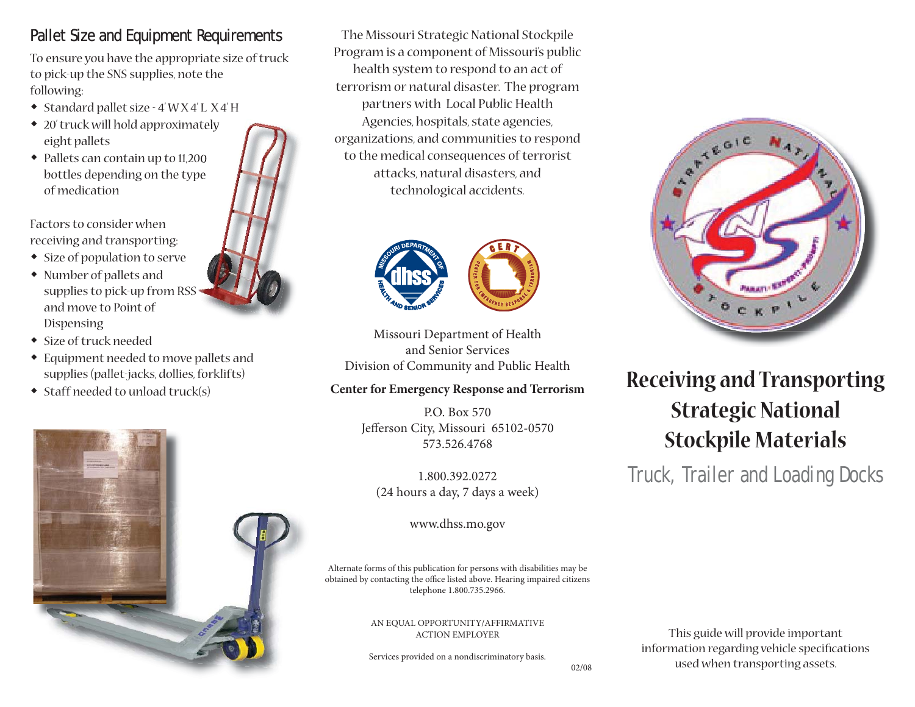## Pallet Size and Equipment Requirements

To ensure you have the appropriate size of truck to pick-up the SNS supplies, note the following:

- Standard pallet size - 4' W X 4' L X 4' H
- 20' truck will hold approximately eight pallets
- Pallets can contain up to 11,200 bottles depending on the type of medication

Factors to consider when receiving and transporting:

- Size of population to serve
- Number of pallets and supplies to pick-up from RSS and move to Point of Dispensing
- Size of truck needed
- Equipment needed to move pallets and supplies (pallet-jacks, dollies, forklifts)
- Staff needed to unload truck(s)

The Missouri Strategic National Stockpile Program is a component of Missouri's public health system to respond to an act of terrorism or natural disaster. The program partners with Local Public Health Agencies, hospitals, state agencies, organizations, and communities to respond to the medical consequences of terrorist attacks, natural disasters, and technological accidents.

Missouri Department of Health and Senior Services
Division of Community and Public Health

**Center for Emergency Response and Terrorism**

P.O. Box 570
Jefferson City, Missouri 65102-0570
573.526.4768

1.800.392.0272
(24 hours a day, 7 days a week)

www.dhss.mo.gov

Alternate forms of this publication for persons with disabilities may be obtained by contacting the office listed above. Hearing impaired citizens telephone 1.800.735.2966.

AN EQUAL OPPORTUNITY/AFFIRMATIVE ACTION EMPLOYER

Services provided on a nondiscriminatory basis.

02/08

# Receiving and Transporting Strategic National Stockpile Materials

## Truck, Trailer and Loading Docks

This guide will provide important information regarding vehicle specifications used when transporting assets.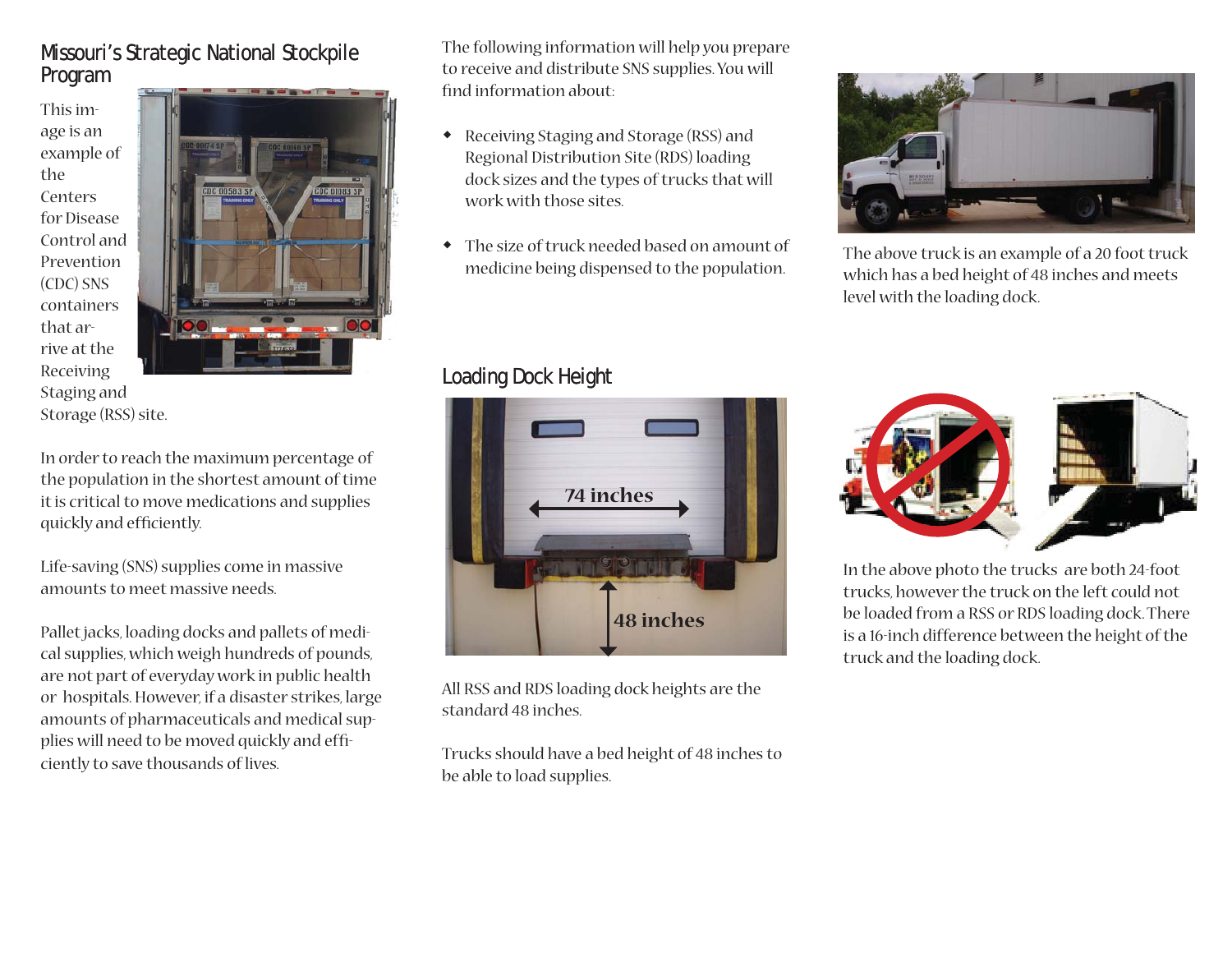## Missouri's Strategic National Stockpile Program

This image is an example of the Centers for Disease Control and Prevention (CDC) SNS containers that arrive at the Receiving Staging and Storage (RSS) site.

In order to reach the maximum percentage of the population in the shortest amount of time it is critical to move medications and supplies quickly and efficiently.

Life-saving (SNS) supplies come in massive amounts to meet massive needs.

Pallet jacks, loading docks and pallets of medical supplies, which weigh hundreds of pounds, are not part of everyday work in public health or hospitals. However, if a disaster strikes, large amounts of pharmaceuticals and medical supplies will need to be moved quickly and efficiently to save thousands of lives.

The following information will help you prepare to receive and distribute SNS supplies. You will find information about:

- Receiving Staging and Storage (RSS) and Regional Distribution Site (RDS) loading dock sizes and the types of trucks that will work with those sites.
- The size of truck needed based on amount of medicine being dispensed to the population.

## Loading Dock Height

74 inches

48 inches

All RSS and RDS loading dock heights are the standard 48 inches.

Trucks should have a bed height of 48 inches to be able to load supplies.

The above truck is an example of a 20 foot truck which has a bed height of 48 inches and meets level with the loading dock.

In the above photo the trucks are both 24-foot trucks, however the truck on the left could not be loaded from a RSS or RDS loading dock. There is a 16-inch difference between the height of the truck and the loading dock.